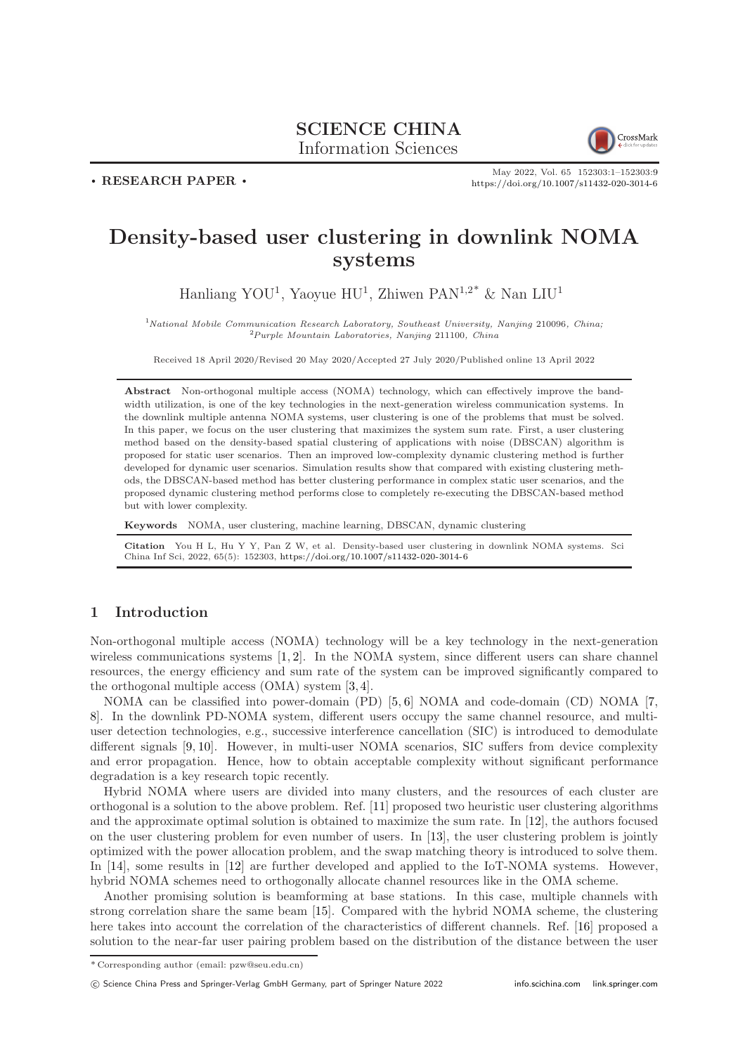**SCIENCE CHINA**
Information Sciences

• **RESEARCH PAPER** •

May 2022, Vol. 65 152303:1–152303:9
https://doi.org/10.1007/s11432-020-3014-6

# Density-based user clustering in downlink NOMA systems

Hanliang YOU[1], Yaoyue HU[1], Zhiwen PAN[1,2*] & Nan LIU[1]

[1]*National Mobile Communication Research Laboratory, Southeast University, Nanjing* 210096*, China;*
[2]*Purple Mountain Laboratories, Nanjing* 211100*, China*

Received 18 April 2020/Revised 20 May 2020/Accepted 27 July 2020/Published online 13 April 2022

**Abstract** Non-orthogonal multiple access (NOMA) technology, which can effectively improve the bandwidth utilization, is one of the key technologies in the next-generation wireless communication systems. In the downlink multiple antenna NOMA systems, user clustering is one of the problems that must be solved. In this paper, we focus on the user clustering that maximizes the system sum rate. First, a user clustering method based on the density-based spatial clustering of applications with noise (DBSCAN) algorithm is proposed for static user scenarios. Then an improved low-complexity dynamic clustering method is further developed for dynamic user scenarios. Simulation results show that compared with existing clustering methods, the DBSCAN-based method has better clustering performance in complex static user scenarios, and the proposed dynamic clustering method performs close to completely re-executing the DBSCAN-based method but with lower complexity.

**Keywords** NOMA, user clustering, machine learning, DBSCAN, dynamic clustering

**Citation** You H L, Hu Y Y, Pan Z W, et al. Density-based user clustering in downlink NOMA systems. Sci China Inf Sci, 2022, 65(5): 152303, https://doi.org/10.1007/s11432-020-3014-6

## 1 Introduction

Non-orthogonal multiple access (NOMA) technology will be a key technology in the next-generation wireless communications systems [1, 2]. In the NOMA system, since different users can share channel resources, the energy efficiency and sum rate of the system can be improved significantly compared to the orthogonal multiple access (OMA) system [3, 4].

NOMA can be classified into power-domain (PD) [5, 6] NOMA and code-domain (CD) NOMA [7, 8]. In the downlink PD-NOMA system, different users occupy the same channel resource, and multi-user detection technologies, e.g., successive interference cancellation (SIC) is introduced to demodulate different signals [9, 10]. However, in multi-user NOMA scenarios, SIC suffers from device complexity and error propagation. Hence, how to obtain acceptable complexity without significant performance degradation is a key research topic recently.

Hybrid NOMA where users are divided into many clusters, and the resources of each cluster are orthogonal is a solution to the above problem. Ref. [11] proposed two heuristic user clustering algorithms and the approximate optimal solution is obtained to maximize the sum rate. In [12], the authors focused on the user clustering problem for even number of users. In [13], the user clustering problem is jointly optimized with the power allocation problem, and the swap matching theory is introduced to solve them. In [14], some results in [12] are further developed and applied to the IoT-NOMA systems. However, hybrid NOMA schemes need to orthogonally allocate channel resources like in the OMA scheme.

Another promising solution is beamforming at base stations. In this case, multiple channels with strong correlation share the same beam [15]. Compared with the hybrid NOMA scheme, the clustering here takes into account the correlation of the characteristics of different channels. Ref. [16] proposed a solution to the near-far user pairing problem based on the distribution of the distance between the user

\* Corresponding author (email: pzw@seu.edu.cn)

© Science China Press and Springer-Verlag GmbH Germany, part of Springer Nature 2022 info.scichina.com link.springer.com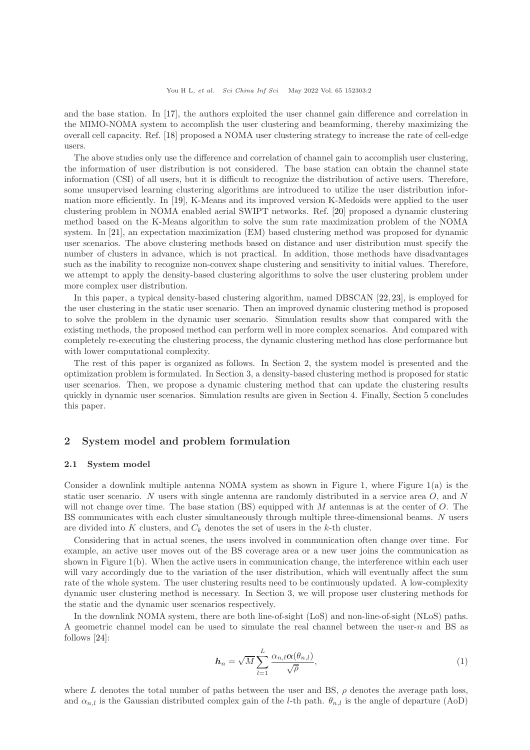and the base station. In [17], the authors exploited the user channel gain difference and correlation in the MIMO-NOMA system to accomplish the user clustering and beamforming, thereby maximizing the overall cell capacity. Ref. [18] proposed a NOMA user clustering strategy to increase the rate of cell-edge users.

The above studies only use the difference and correlation of channel gain to accomplish user clustering, the information of user distribution is not considered. The base station can obtain the channel state information (CSI) of all users, but it is difficult to recognize the distribution of active users. Therefore, some unsupervised learning clustering algorithms are introduced to utilize the user distribution information more efficiently. In [19], K-Means and its improved version K-Medoids were applied to the user clustering problem in NOMA enabled aerial SWIPT networks. Ref. [20] proposed a dynamic clustering method based on the K-Means algorithm to solve the sum rate maximization problem of the NOMA system. In [21], an expectation maximization (EM) based clustering method was proposed for dynamic user scenarios. The above clustering methods based on distance and user distribution must specify the number of clusters in advance, which is not practical. In addition, those methods have disadvantages such as the inability to recognize non-convex shape clustering and sensitivity to initial values. Therefore, we attempt to apply the density-based clustering algorithms to solve the user clustering problem under more complex user distribution.

In this paper, a typical density-based clustering algorithm, named DBSCAN [22, 23], is employed for the user clustering in the static user scenario. Then an improved dynamic clustering method is proposed to solve the problem in the dynamic user scenario. Simulation results show that compared with the existing methods, the proposed method can perform well in more complex scenarios. And compared with completely re-executing the clustering process, the dynamic clustering method has close performance but with lower computational complexity.

The rest of this paper is organized as follows. In Section 2, the system model is presented and the optimization problem is formulated. In Section 3, a density-based clustering method is proposed for static user scenarios. Then, we propose a dynamic clustering method that can update the clustering results quickly in dynamic user scenarios. Simulation results are given in Section 4. Finally, Section 5 concludes this paper.

## 2 System model and problem formulation

### 2.1 System model

Consider a downlink multiple antenna NOMA system as shown in Figure 1, where Figure 1(a) is the static user scenario. $N$ users with single antenna are randomly distributed in a service area $O$, and $N$ will not change over time. The base station (BS) equipped with $M$ antennas is at the center of $O$. The BS communicates with each cluster simultaneously through multiple three-dimensional beams. $N$ users are divided into $K$ clusters, and $C_k$ denotes the set of users in the $k$-th cluster.

Considering that in actual scenes, the users involved in communication often change over time. For example, an active user moves out of the BS coverage area or a new user joins the communication as shown in Figure 1(b). When the active users in communication change, the interference within each user will vary accordingly due to the variation of the user distribution, which will eventually affect the sum rate of the whole system. The user clustering results need to be continuously updated. A low-complexity dynamic user clustering method is necessary. In Section 3, we will propose user clustering methods for the static and the dynamic user scenarios respectively.

In the downlink NOMA system, there are both line-of-sight (LoS) and non-line-of-sight (NLoS) paths. A geometric channel model can be used to simulate the real channel between the user-$n$ and BS as follows [24]:

$$\boldsymbol{h}_n = \sqrt{M} \sum_{l=1}^{L} \frac{\alpha_{n,l} \boldsymbol{\alpha}(\theta_{n,l})}{\sqrt{\rho}}, \tag{1}$$

where $L$ denotes the total number of paths between the user and BS, $\rho$ denotes the average path loss, and $\alpha_{n,l}$ is the Gaussian distributed complex gain of the $l$-th path. $\theta_{n,l}$ is the angle of departure (AoD)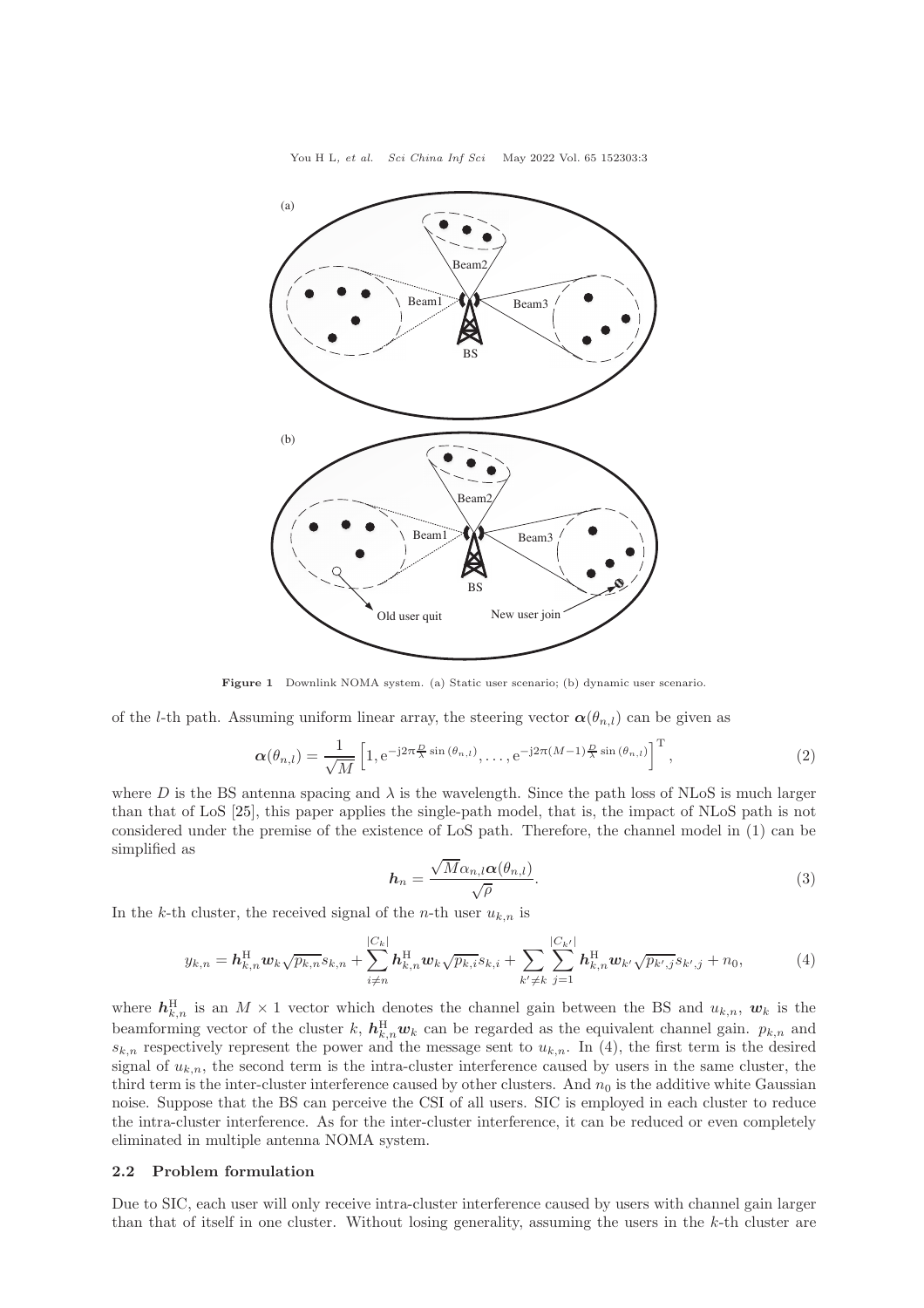Figure 1 Downlink NOMA system. (a) Static user scenario; (b) dynamic user scenario.

of the $l$-th path. Assuming uniform linear array, the steering vector $\boldsymbol{\alpha}(\theta_{n,l})$ can be given as

$$\boldsymbol{\alpha}(\theta_{n,l}) = \frac{1}{\sqrt{M}}\left[1, \mathrm{e}^{-\mathrm{j}2\pi\frac{D}{\lambda}\sin(\theta_{n,l})}, \ldots, \mathrm{e}^{-\mathrm{j}2\pi(M-1)\frac{D}{\lambda}\sin(\theta_{n,l})}\right]^{\mathrm{T}}, \tag{2}$$

where $D$ is the BS antenna spacing and $\lambda$ is the wavelength. Since the path loss of NLoS is much larger than that of LoS [25], this paper applies the single-path model, that is, the impact of NLoS path is not considered under the premise of the existence of LoS path. Therefore, the channel model in (1) can be simplified as

$$\boldsymbol{h}_n = \frac{\sqrt{M}\alpha_{n,l}\boldsymbol{\alpha}(\theta_{n,l})}{\sqrt{\rho}}. \tag{3}$$

In the $k$-th cluster, the received signal of the $n$-th user $u_{k,n}$ is

$$y_{k,n} = \boldsymbol{h}_{k,n}^{\mathrm{H}}\boldsymbol{w}_k\sqrt{p_{k,n}}s_{k,n} + \sum_{i\neq n}^{|C_k|}\boldsymbol{h}_{k,n}^{\mathrm{H}}\boldsymbol{w}_k\sqrt{p_{k,i}}s_{k,i} + \sum_{k'\neq k}\sum_{j=1}^{|C_{k'}|}\boldsymbol{h}_{k,n}^{\mathrm{H}}\boldsymbol{w}_{k'}\sqrt{p_{k',j}}s_{k',j} + n_0, \tag{4}$$

where $\boldsymbol{h}_{k,n}^{\mathrm{H}}$ is an $M \times 1$ vector which denotes the channel gain between the BS and $u_{k,n}$, $\boldsymbol{w}_k$ is the beamforming vector of the cluster $k$, $\boldsymbol{h}_{k,n}^{\mathrm{H}}\boldsymbol{w}_k$ can be regarded as the equivalent channel gain. $p_{k,n}$ and $s_{k,n}$ respectively represent the power and the message sent to $u_{k,n}$. In (4), the first term is the desired signal of $u_{k,n}$, the second term is the intra-cluster interference caused by users in the same cluster, the third term is the inter-cluster interference caused by other clusters. And $n_0$ is the additive white Gaussian noise. Suppose that the BS can perceive the CSI of all users. SIC is employed in each cluster to reduce the intra-cluster interference. As for the inter-cluster interference, it can be reduced or even completely eliminated in multiple antenna NOMA system.

## 2.2 Problem formulation

Due to SIC, each user will only receive intra-cluster interference caused by users with channel gain larger than that of itself in one cluster. Without losing generality, assuming the users in the $k$-th cluster are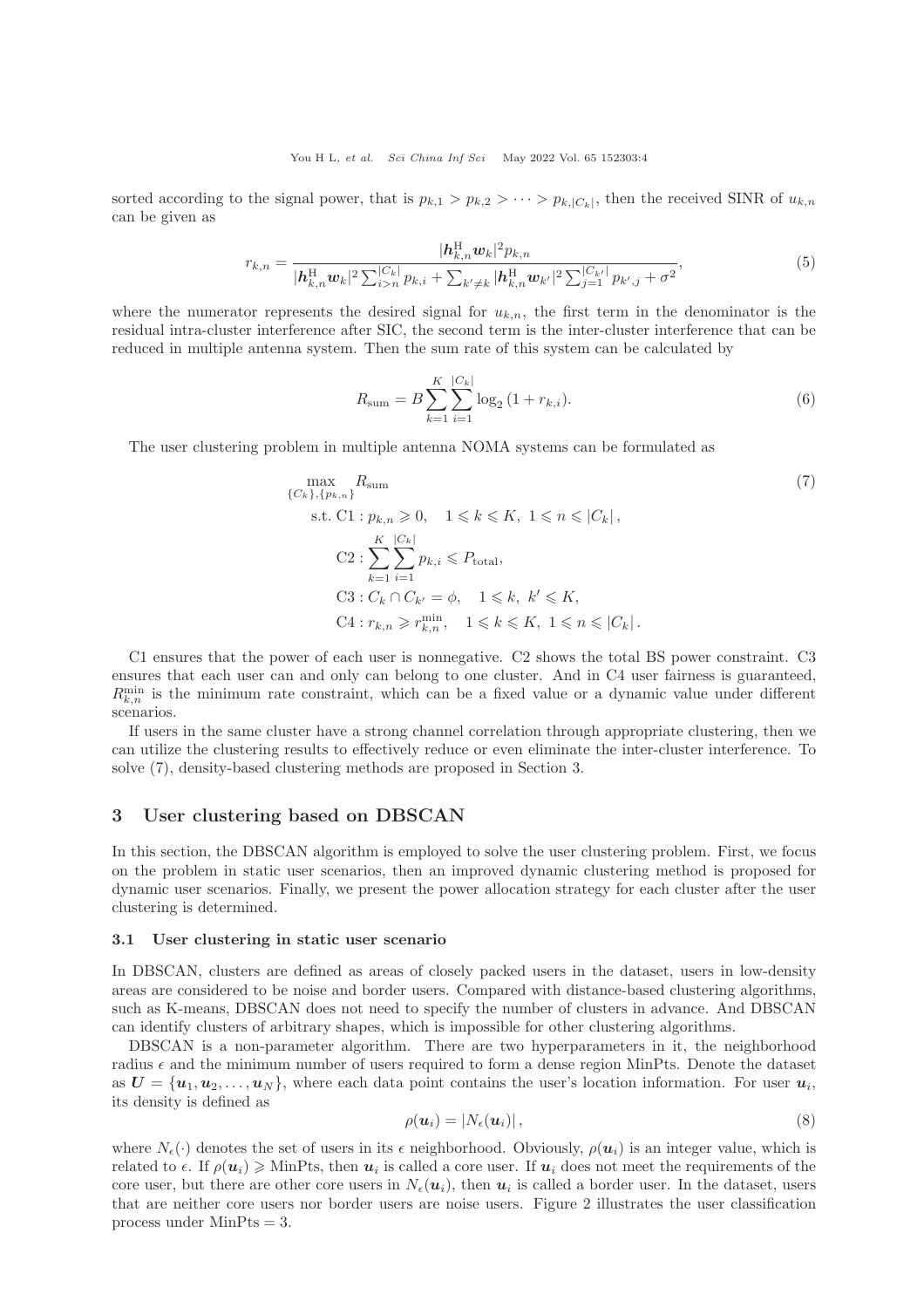sorted according to the signal power, that is $p_{k,1} > p_{k,2} > \cdots > p_{k,|C_k|}$, then the received SINR of $u_{k,n}$ can be given as

$$r_{k,n} = \frac{|\boldsymbol{h}_{k,n}^{\mathrm{H}} \boldsymbol{w}_k|^2 p_{k,n}}{|\boldsymbol{h}_{k,n}^{\mathrm{H}} \boldsymbol{w}_k|^2 \sum_{i>n}^{|C_k|} p_{k,i} + \sum_{k' \neq k} |\boldsymbol{h}_{k,n}^{\mathrm{H}} \boldsymbol{w}_{k'}|^2 \sum_{j=1}^{|C_{k'}|} p_{k',j} + \sigma^2}, \tag{5}$$

where the numerator represents the desired signal for $u_{k,n}$, the first term in the denominator is the residual intra-cluster interference after SIC, the second term is the inter-cluster interference that can be reduced in multiple antenna system. Then the sum rate of this system can be calculated by

$$R_{\mathrm{sum}} = B \sum_{k=1}^{K} \sum_{i=1}^{|C_k|} \log_2 (1 + r_{k,i}). \tag{6}$$

The user clustering problem in multiple antenna NOMA systems can be formulated as

$$\begin{aligned} \max_{\{C_k\},\{p_{k,n}\}} \quad & R_{\mathrm{sum}} \\ \text{s.t. } & \mathrm{C1}: p_{k,n} \geqslant 0, \quad 1 \leqslant k \leqslant K,\ 1 \leqslant n \leqslant |C_k|, \\ & \mathrm{C2}: \sum_{k=1}^{K} \sum_{i=1}^{|C_k|} p_{k,i} \leqslant P_{\mathrm{total}}, \\ & \mathrm{C3}: C_k \cap C_{k'} = \phi, \quad 1 \leqslant k,\ k' \leqslant K, \\ & \mathrm{C4}: r_{k,n} \geqslant r_{k,n}^{\min}, \quad 1 \leqslant k \leqslant K,\ 1 \leqslant n \leqslant |C_k|. \end{aligned} \tag{7}$$

C1 ensures that the power of each user is nonnegative. C2 shows the total BS power constraint. C3 ensures that each user can and only can belong to one cluster. And in C4 user fairness is guaranteed, $R_{k,n}^{\min}$ is the minimum rate constraint, which can be a fixed value or a dynamic value under different scenarios.

If users in the same cluster have a strong channel correlation through appropriate clustering, then we can utilize the clustering results to effectively reduce or even eliminate the inter-cluster interference. To solve (7), density-based clustering methods are proposed in Section 3.

## 3 User clustering based on DBSCAN

In this section, the DBSCAN algorithm is employed to solve the user clustering problem. First, we focus on the problem in static user scenarios, then an improved dynamic clustering method is proposed for dynamic user scenarios. Finally, we present the power allocation strategy for each cluster after the user clustering is determined.

### 3.1 User clustering in static user scenario

In DBSCAN, clusters are defined as areas of closely packed users in the dataset, users in low-density areas are considered to be noise and border users. Compared with distance-based clustering algorithms, such as K-means, DBSCAN does not need to specify the number of clusters in advance. And DBSCAN can identify clusters of arbitrary shapes, which is impossible for other clustering algorithms.

DBSCAN is a non-parameter algorithm. There are two hyperparameters in it, the neighborhood radius $\epsilon$ and the minimum number of users required to form a dense region MinPts. Denote the dataset as $\boldsymbol{U} = \{\boldsymbol{u}_1, \boldsymbol{u}_2, \ldots, \boldsymbol{u}_N\}$, where each data point contains the user's location information. For user $\boldsymbol{u}_i$, its density is defined as

$$\rho(\boldsymbol{u}_i) = |N_\epsilon(\boldsymbol{u}_i)|, \tag{8}$$

where $N_\epsilon(\cdot)$ denotes the set of users in its $\epsilon$ neighborhood. Obviously, $\rho(\boldsymbol{u}_i)$ is an integer value, which is related to $\epsilon$. If $\rho(\boldsymbol{u}_i) \geqslant \mathrm{MinPts}$, then $\boldsymbol{u}_i$ is called a core user. If $\boldsymbol{u}_i$ does not meet the requirements of the core user, but there are other core users in $N_\epsilon(\boldsymbol{u}_i)$, then $\boldsymbol{u}_i$ is called a border user. In the dataset, users that are neither core users nor border users are noise users. Figure 2 illustrates the user classification process under $\mathrm{MinPts} = 3$.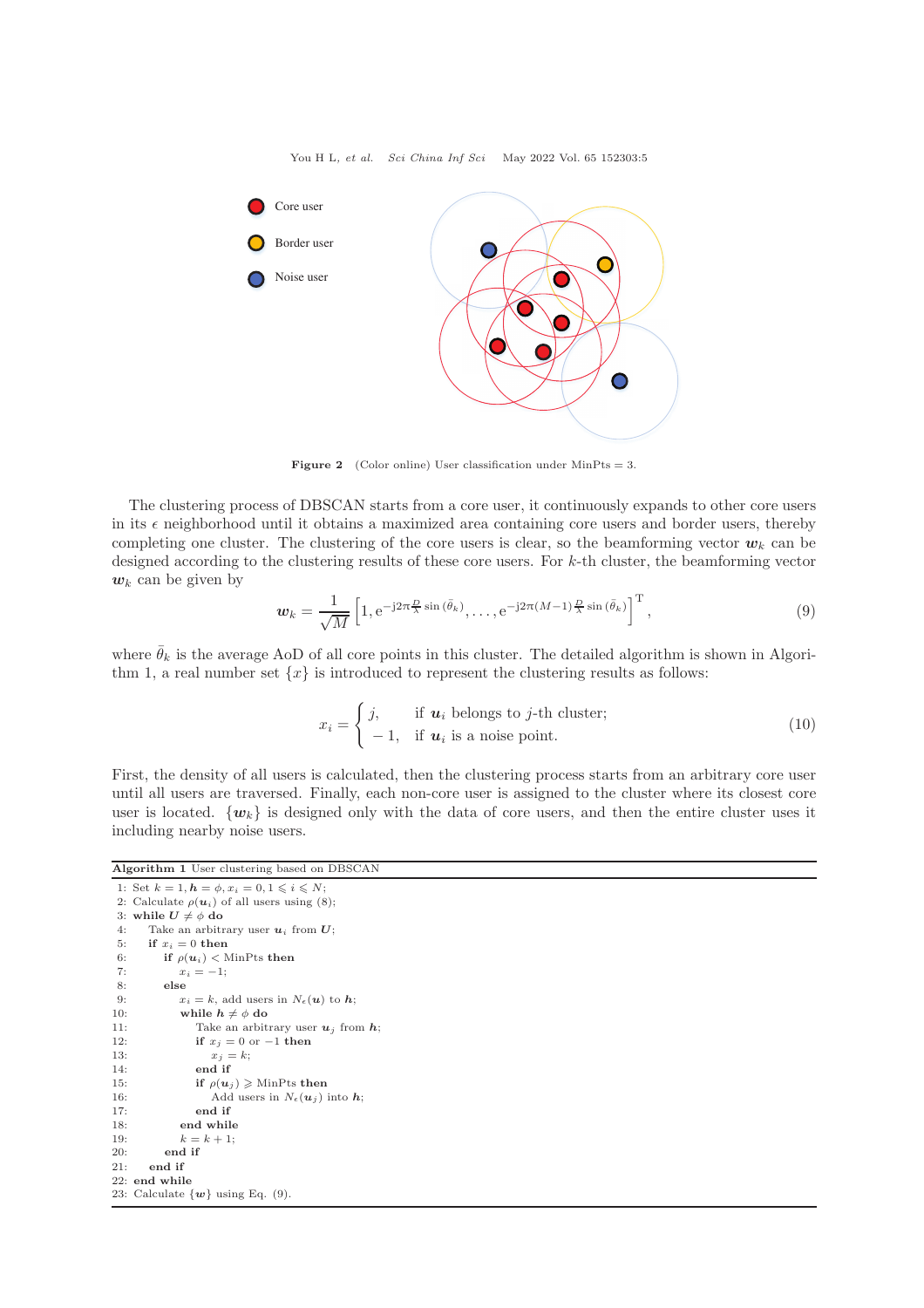**Figure 2** (Color online) User classification under MinPts = 3.

The clustering process of DBSCAN starts from a core user, it continuously expands to other core users in its $\epsilon$ neighborhood until it obtains a maximized area containing core users and border users, thereby completing one cluster. The clustering of the core users is clear, so the beamforming vector $\boldsymbol{w}_k$ can be designed according to the clustering results of these core users. For $k$-th cluster, the beamforming vector $\boldsymbol{w}_k$ can be given by

$$\boldsymbol{w}_k = \frac{1}{\sqrt{M}} \left[1, \mathrm{e}^{-\mathrm{j}2\pi \frac{D}{\lambda} \sin(\bar{\theta}_k)}, \ldots, \mathrm{e}^{-\mathrm{j}2\pi(M-1)\frac{D}{\lambda} \sin(\bar{\theta}_k)}\right]^{\mathrm{T}}, \tag{9}$$

where $\bar{\theta}_k$ is the average AoD of all core points in this cluster. The detailed algorithm is shown in Algorithm 1, a real number set $\{x\}$ is introduced to represent the clustering results as follows:

$$x_i = \begin{cases} j, & \text{if } \boldsymbol{u}_i \text{ belongs to } j\text{-th cluster;} \\ -1, & \text{if } \boldsymbol{u}_i \text{ is a noise point.} \end{cases} \tag{10}$$

First, the density of all users is calculated, then the clustering process starts from an arbitrary core user until all users are traversed. Finally, each non-core user is assigned to the cluster where its closest core user is located. $\{\boldsymbol{w}_k\}$ is designed only with the data of core users, and then the entire cluster uses it including nearby noise users.

**Algorithm 1** User clustering based on DBSCAN

```
1: Set k = 1, h = φ, x_i = 0, 1 ⩽ i ⩽ N;
2: Calculate ρ(u_i) of all users using (8);
3: while U ≠ φ do
4:    Take an arbitrary user u_i from U;
5:    if x_i = 0 then
6:       if ρ(u_i) < MinPts then
7:          x_i = −1;
8:       else
9:          x_i = k, add users in N_ε(u) to h;
10:         while h ≠ φ do
11:            Take an arbitrary user u_j from h;
12:            if x_j = 0 or −1 then
13:               x_j = k;
14:            end if
15:            if ρ(u_j) ⩾ MinPts then
16:               Add users in N_ε(u_j) into h;
17:            end if
18:         end while
19:         k = k + 1;
20:      end if
21:   end if
22: end while
23: Calculate {w} using Eq. (9).
```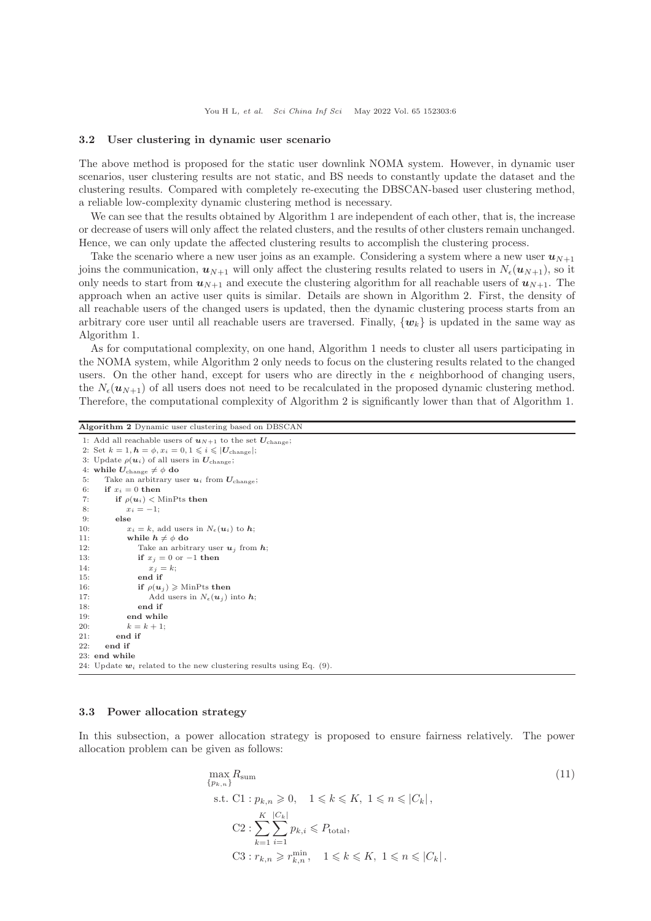### 3.2 User clustering in dynamic user scenario

The above method is proposed for the static user downlink NOMA system. However, in dynamic user scenarios, user clustering results are not static, and BS needs to constantly update the dataset and the clustering results. Compared with completely re-executing the DBSCAN-based user clustering method, a reliable low-complexity dynamic clustering method is necessary.

We can see that the results obtained by Algorithm 1 are independent of each other, that is, the increase or decrease of users will only affect the related clusters, and the results of other clusters remain unchanged. Hence, we can only update the affected clustering results to accomplish the clustering process.

Take the scenario where a new user joins as an example. Considering a system where a new user $\boldsymbol{u}_{N+1}$ joins the communication, $\boldsymbol{u}_{N+1}$ will only affect the clustering results related to users in $N_\epsilon(\boldsymbol{u}_{N+1})$, so it only needs to start from $\boldsymbol{u}_{N+1}$ and execute the clustering algorithm for all reachable users of $\boldsymbol{u}_{N+1}$. The approach when an active user quits is similar. Details are shown in Algorithm 2. First, the density of all reachable users of the changed users is updated, then the dynamic clustering process starts from an arbitrary core user until all reachable users are traversed. Finally, $\{\boldsymbol{w}_k\}$ is updated in the same way as Algorithm 1.

As for computational complexity, on one hand, Algorithm 1 needs to cluster all users participating in the NOMA system, while Algorithm 2 only needs to focus on the clustering results related to the changed users. On the other hand, except for users who are directly in the $\epsilon$ neighborhood of changing users, the $N_\epsilon(\boldsymbol{u}_{N+1})$ of all users does not need to be recalculated in the proposed dynamic clustering method. Therefore, the computational complexity of Algorithm 2 is significantly lower than that of Algorithm 1.

**Algorithm 2** Dynamic user clustering based on DBSCAN

1: Add all reachable users of $\boldsymbol{u}_{N+1}$ to the set $\boldsymbol{U}_{\text{change}}$;
2: Set $k=1, \boldsymbol{h}=\phi, x_i=0, 1 \leqslant i \leqslant |\boldsymbol{U}_{\text{change}}|$;
3: Update $\rho(\boldsymbol{u}_i)$ of all users in $\boldsymbol{U}_{\text{change}}$;
4: **while** $\boldsymbol{U}_{\text{change}} \neq \phi$ **do**
5: Take an arbitrary user $\boldsymbol{u}_i$ from $\boldsymbol{U}_{\text{change}}$;
6: **if** $x_i = 0$ **then**
7: **if** $\rho(\boldsymbol{u}_i) <$ MinPts **then**
8: $x_i = -1$;
9: **else**
10: $x_i = k$, add users in $N_\epsilon(\boldsymbol{u}_i)$ to $\boldsymbol{h}$;
11: **while** $\boldsymbol{h} \neq \phi$ **do**
12: Take an arbitrary user $\boldsymbol{u}_j$ from $\boldsymbol{h}$;
13: **if** $x_j = 0$ or $-1$ **then**
14: $x_j = k$;
15: **end if**
16: **if** $\rho(\boldsymbol{u}_j) \geqslant$ MinPts **then**
17: Add users in $N_\epsilon(\boldsymbol{u}_j)$ into $\boldsymbol{h}$;
18: **end if**
19: **end while**
20: $k = k+1$;
21: **end if**
22: **end if**
23: **end while**
24: Update $\boldsymbol{w}_i$ related to the new clustering results using Eq. (9).

### 3.3 Power allocation strategy

In this subsection, a power allocation strategy is proposed to ensure fairness relatively. The power allocation problem can be given as follows:

$$
\begin{aligned}
&\max_{\{p_{k,n}\}} R_{\text{sum}} \\
&\text{s.t. } \text{C1}: p_{k,n} \geqslant 0, \quad 1 \leqslant k \leqslant K,\ 1 \leqslant n \leqslant |C_k|, \\
&\quad \text{C2}: \sum_{k=1}^{K} \sum_{i=1}^{|C_k|} p_{k,i} \leqslant P_{\text{total}}, \\
&\quad \text{C3}: r_{k,n} \geqslant r_{k,n}^{\min}, \quad 1 \leqslant k \leqslant K,\ 1 \leqslant n \leqslant |C_k|.
\end{aligned}
\tag{11}
$$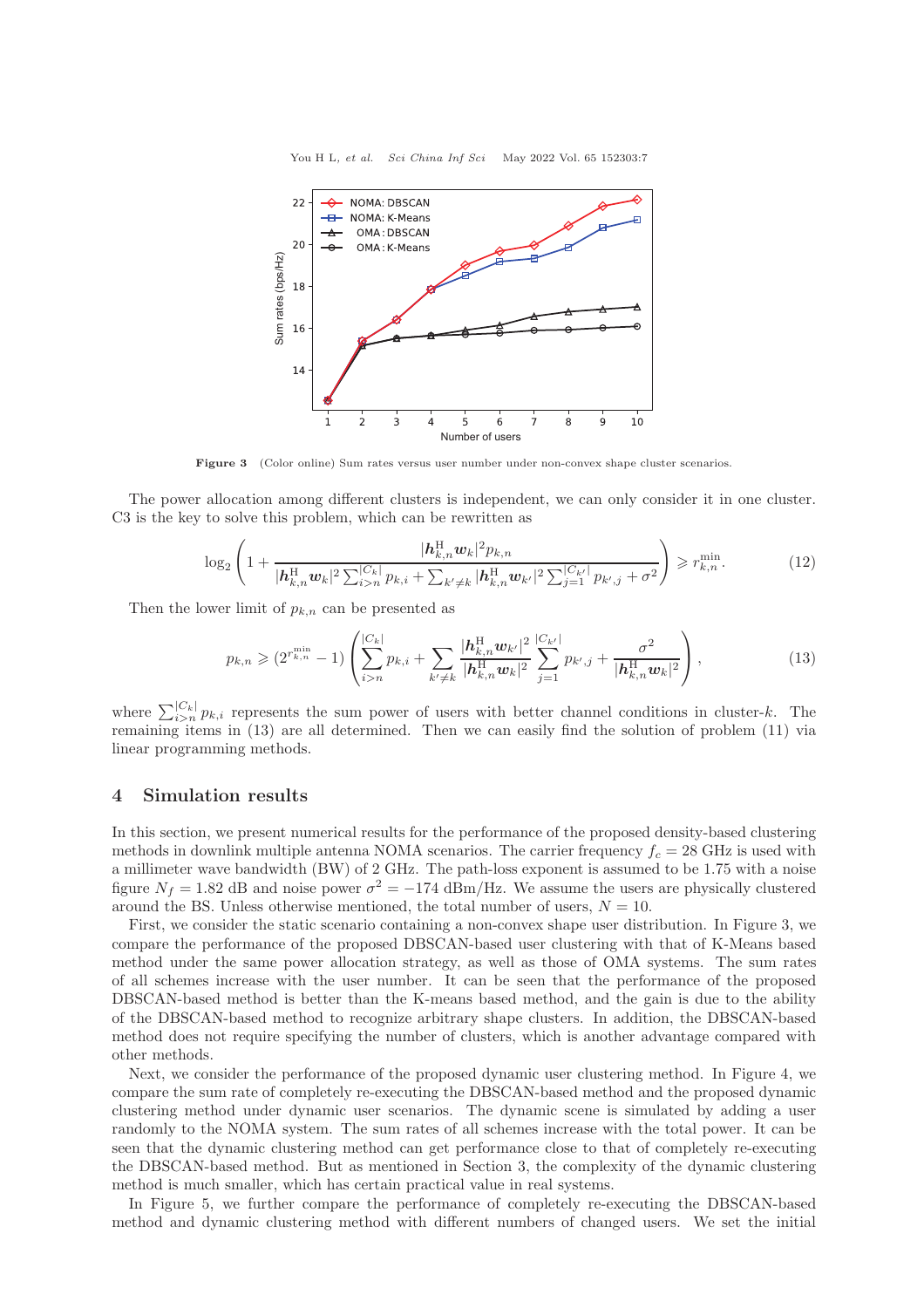**Figure 3** (Color online) Sum rates versus user number under non-convex shape cluster scenarios.

The power allocation among different clusters is independent, we can only consider it in one cluster. C3 is the key to solve this problem, which can be rewritten as

$$\log_2\left(1+\frac{|\boldsymbol{h}_{k,n}^{\mathrm{H}}\boldsymbol{w}_k|^2 p_{k,n}}{|\boldsymbol{h}_{k,n}^{\mathrm{H}}\boldsymbol{w}_k|^2\sum_{i>n}^{|C_k|}p_{k,i}+\sum_{k'\neq k}|\boldsymbol{h}_{k,n}^{\mathrm{H}}\boldsymbol{w}_{k'}|^2\sum_{j=1}^{|C_{k'}|}p_{k',j}+\sigma^2}\right)\geqslant r_{k,n}^{\min}. \tag{12}$$

Then the lower limit of $p_{k,n}$ can be presented as

$$p_{k,n}\geqslant(2^{r_{k,n}^{\min}}-1)\left(\sum_{i>n}^{|C_k|}p_{k,i}+\sum_{k'\neq k}\frac{|\boldsymbol{h}_{k,n}^{\mathrm{H}}\boldsymbol{w}_{k'}|^2}{|\boldsymbol{h}_{k,n}^{\mathrm{H}}\boldsymbol{w}_k|^2}\sum_{j=1}^{|C_{k'}|}p_{k',j}+\frac{\sigma^2}{|\boldsymbol{h}_{k,n}^{\mathrm{H}}\boldsymbol{w}_k|^2}\right), \tag{13}$$

where $\sum_{i>n}^{|C_k|}p_{k,i}$ represents the sum power of users with better channel conditions in cluster-$k$. The remaining items in (13) are all determined. Then we can easily find the solution of problem (11) via linear programming methods.

## 4 Simulation results

In this section, we present numerical results for the performance of the proposed density-based clustering methods in downlink multiple antenna NOMA scenarios. The carrier frequency $f_c = 28$ GHz is used with a millimeter wave bandwidth (BW) of 2 GHz. The path-loss exponent is assumed to be 1.75 with a noise figure $N_f = 1.82$ dB and noise power $\sigma^2 = -174$ dBm/Hz. We assume the users are physically clustered around the BS. Unless otherwise mentioned, the total number of users, $N = 10$.

First, we consider the static scenario containing a non-convex shape user distribution. In Figure 3, we compare the performance of the proposed DBSCAN-based user clustering with that of K-Means based method under the same power allocation strategy, as well as those of OMA systems. The sum rates of all schemes increase with the user number. It can be seen that the performance of the proposed DBSCAN-based method is better than the K-means based method, and the gain is due to the ability of the DBSCAN-based method to recognize arbitrary shape clusters. In addition, the DBSCAN-based method does not require specifying the number of clusters, which is another advantage compared with other methods.

Next, we consider the performance of the proposed dynamic user clustering method. In Figure 4, we compare the sum rate of completely re-executing the DBSCAN-based method and the proposed dynamic clustering method under dynamic user scenarios. The dynamic scene is simulated by adding a user randomly to the NOMA system. The sum rates of all schemes increase with the total power. It can be seen that the dynamic clustering method can get performance close to that of completely re-executing the DBSCAN-based method. But as mentioned in Section 3, the complexity of the dynamic clustering method is much smaller, which has certain practical value in real systems.

In Figure 5, we further compare the performance of completely re-executing the DBSCAN-based method and dynamic clustering method with different numbers of changed users. We set the initial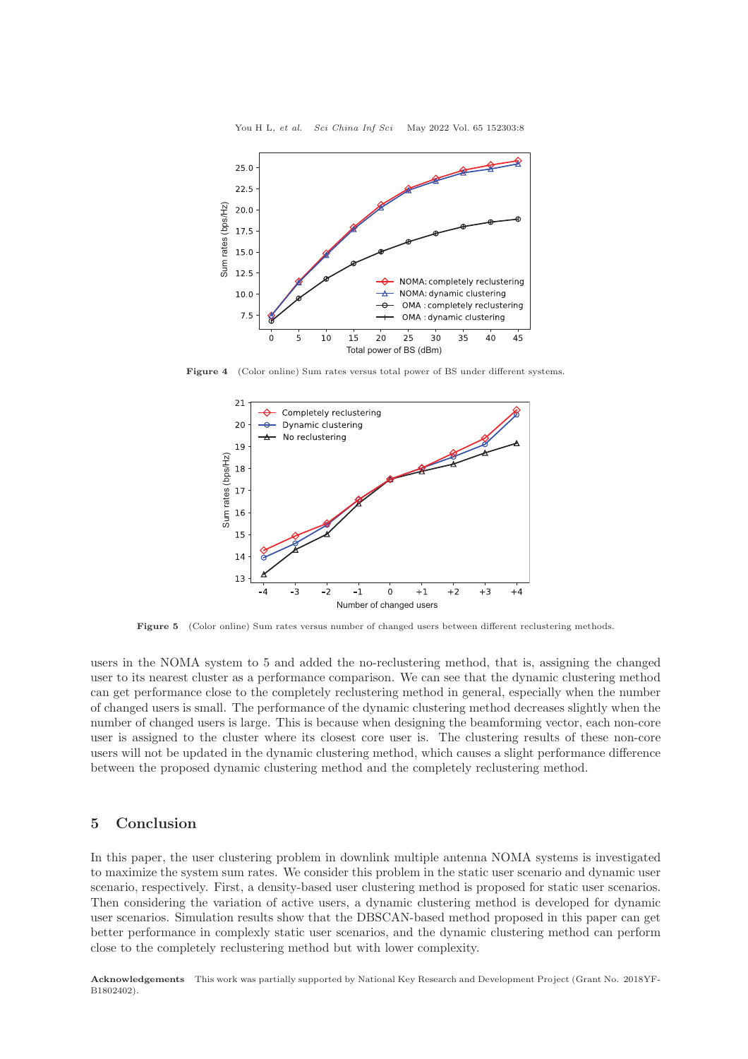Figure 4 (Color online) Sum rates versus total power of BS under different systems.

Figure 5 (Color online) Sum rates versus number of changed users between different reclustering methods.

users in the NOMA system to 5 and added the no-reclustering method, that is, assigning the changed user to its nearest cluster as a performance comparison. We can see that the dynamic clustering method can get performance close to the completely reclustering method in general, especially when the number of changed users is small. The performance of the dynamic clustering method decreases slightly when the number of changed users is large. This is because when designing the beamforming vector, each non-core user is assigned to the cluster where its closest core user is. The clustering results of these non-core users will not be updated in the dynamic clustering method, which causes a slight performance difference between the proposed dynamic clustering method and the completely reclustering method.

## 5 Conclusion

In this paper, the user clustering problem in downlink multiple antenna NOMA systems is investigated to maximize the system sum rates. We consider this problem in the static user scenario and dynamic user scenario, respectively. First, a density-based user clustering method is proposed for static user scenarios. Then considering the variation of active users, a dynamic clustering method is developed for dynamic user scenarios. Simulation results show that the DBSCAN-based method proposed in this paper can get better performance in complexly static user scenarios, and the dynamic clustering method can perform close to the completely reclustering method but with lower complexity.

**Acknowledgements** This work was partially supported by National Key Research and Development Project (Grant No. 2018YFB1802402).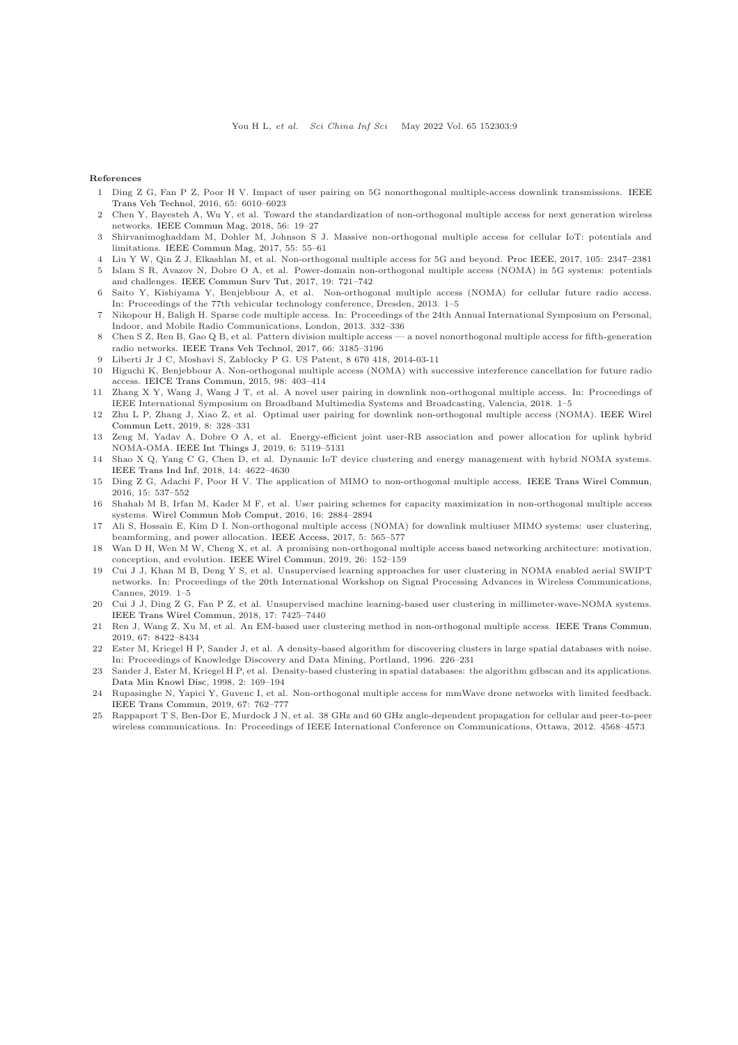**References**

1. Ding Z G, Fan P Z, Poor H V. Impact of user pairing on 5G nonorthogonal multiple-access downlink transmissions. IEEE Trans Veh Technol, 2016, 65: 6010–6023
2. Chen Y, Bayesteh A, Wu Y, et al. Toward the standardization of non-orthogonal multiple access for next generation wireless networks. IEEE Commun Mag, 2018, 56: 19–27
3. Shirvanimoghaddam M, Dohler M, Johnson S J. Massive non-orthogonal multiple access for cellular IoT: potentials and limitations. IEEE Commun Mag, 2017, 55: 55–61
4. Liu Y W, Qin Z J, Elkashlan M, et al. Non-orthogonal multiple access for 5G and beyond. Proc IEEE, 2017, 105: 2347–2381
5. Islam S R, Avazov N, Dobre O A, et al. Power-domain non-orthogonal multiple access (NOMA) in 5G systems: potentials and challenges. IEEE Commun Surv Tut, 2017, 19: 721–742
6. Saito Y, Kishiyama Y, Benjebbour A, et al. Non-orthogonal multiple access (NOMA) for cellular future radio access. In: Proceedings of the 77th vehicular technology conference, Dresden, 2013. 1–5
7. Nikopour H, Baligh H. Sparse code multiple access. In: Proceedings of the 24th Annual International Symposium on Personal, Indoor, and Mobile Radio Communications, London, 2013. 332–336
8. Chen S Z, Ren B, Gao Q B, et al. Pattern division multiple access — a novel nonorthogonal multiple access for fifth-generation radio networks. IEEE Trans Veh Technol, 2017, 66: 3185–3196
9. Liberti Jr J C, Moshavi S, Zablocky P G. US Patent, 8 670 418, 2014-03-11
10. Higuchi K, Benjebbour A. Non-orthogonal multiple access (NOMA) with successive interference cancellation for future radio access. IEICE Trans Commun, 2015, 98: 403–414
11. Zhang X Y, Wang J, Wang J T, et al. A novel user pairing in downlink non-orthogonal multiple access. In: Proceedings of IEEE International Symposium on Broadband Multimedia Systems and Broadcasting, Valencia, 2018. 1–5
12. Zhu L P, Zhang J, Xiao Z, et al. Optimal user pairing for downlink non-orthogonal multiple access (NOMA). IEEE Wirel Commun Lett, 2019, 8: 328–331
13. Zeng M, Yadav A, Dobre O A, et al. Energy-efficient joint user-RB association and power allocation for uplink hybrid NOMA-OMA. IEEE Int Things J, 2019, 6: 5119–5131
14. Shao X Q, Yang C G, Chen D, et al. Dynamic IoT device clustering and energy management with hybrid NOMA systems. IEEE Trans Ind Inf, 2018, 14: 4622–4630
15. Ding Z G, Adachi F, Poor H V. The application of MIMO to non-orthogonal multiple access. IEEE Trans Wirel Commun, 2016, 15: 537–552
16. Shahab M B, Irfan M, Kader M F, et al. User pairing schemes for capacity maximization in non-orthogonal multiple access systems. Wirel Commun Mob Comput, 2016, 16: 2884–2894
17. Ali S, Hossain E, Kim D I. Non-orthogonal multiple access (NOMA) for downlink multiuser MIMO systems: user clustering, beamforming, and power allocation. IEEE Access, 2017, 5: 565–577
18. Wan D H, Wen M W, Cheng X, et al. A promising non-orthogonal multiple access based networking architecture: motivation, conception, and evolution. IEEE Wirel Commun, 2019, 26: 152–159
19. Cui J J, Khan M B, Deng Y S, et al. Unsupervised learning approaches for user clustering in NOMA enabled aerial SWIPT networks. In: Proceedings of the 20th International Workshop on Signal Processing Advances in Wireless Communications, Cannes, 2019. 1–5
20. Cui J J, Ding Z G, Fan P Z, et al. Unsupervised machine learning-based user clustering in millimeter-wave-NOMA systems. IEEE Trans Wirel Commun, 2018, 17: 7425–7440
21. Ren J, Wang Z, Xu M, et al. An EM-based user clustering method in non-orthogonal multiple access. IEEE Trans Commun, 2019, 67: 8422–8434
22. Ester M, Kriegel H P, Sander J, et al. A density-based algorithm for discovering clusters in large spatial databases with noise. In: Proceedings of Knowledge Discovery and Data Mining, Portland, 1996. 226–231
23. Sander J, Ester M, Kriegel H P, et al. Density-based clustering in spatial databases: the algorithm gdbscan and its applications. Data Min Knowl Disc, 1998, 2: 169–194
24. Rupasinghe N, Yapici Y, Guvenc I, et al. Non-orthogonal multiple access for mmWave drone networks with limited feedback. IEEE Trans Commun, 2019, 67: 762–777
25. Rappaport T S, Ben-Dor E, Murdock J N, et al. 38 GHz and 60 GHz angle-dependent propagation for cellular and peer-to-peer wireless communications. In: Proceedings of IEEE International Conference on Communications, Ottawa, 2012. 4568–4573